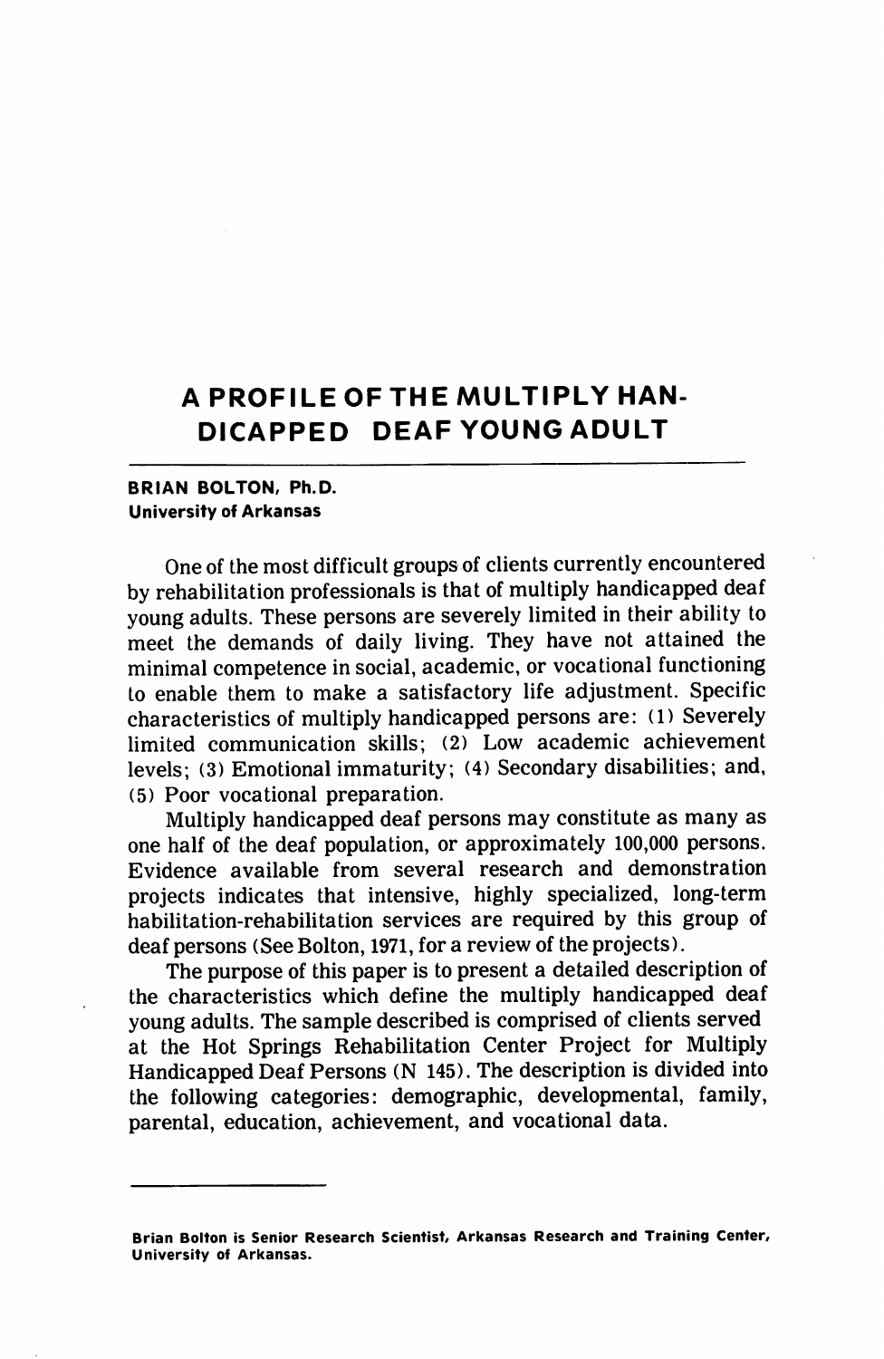# A PROFILE OF THE MULTIPLY HANDICAPPED DEAF YOUNG ADULT

**BRIAN BOLTON, Ph.D.**
**University of Arkansas**

One of the most difficult groups of clients currently encountered by rehabilitation professionals is that of multiply handicapped deaf young adults. These persons are severely limited in their ability to meet the demands of daily living. They have not attained the minimal competence in social, academic, or vocational functioning to enable them to make a satisfactory life adjustment. Specific characteristics of multiply handicapped persons are: (1) Severely limited communication skills; (2) Low academic achievement levels; (3) Emotional immaturity; (4) Secondary disabilities; and, (5) Poor vocational preparation.

Multiply handicapped deaf persons may constitute as many as one half of the deaf population, or approximately 100,000 persons. Evidence available from several research and demonstration projects indicates that intensive, highly specialized, long-term habilitation-rehabilitation services are required by this group of deaf persons (See Bolton, 1971, for a review of the projects).

The purpose of this paper is to present a detailed description of the characteristics which define the multiply handicapped deaf young adults. The sample described is comprised of clients served at the Hot Springs Rehabilitation Center Project for Multiply Handicapped Deaf Persons (N 145). The description is divided into the following categories: demographic, developmental, family, parental, education, achievement, and vocational data.

---

**Brian Bolton is Senior Research Scientist, Arkansas Research and Training Center, University of Arkansas.**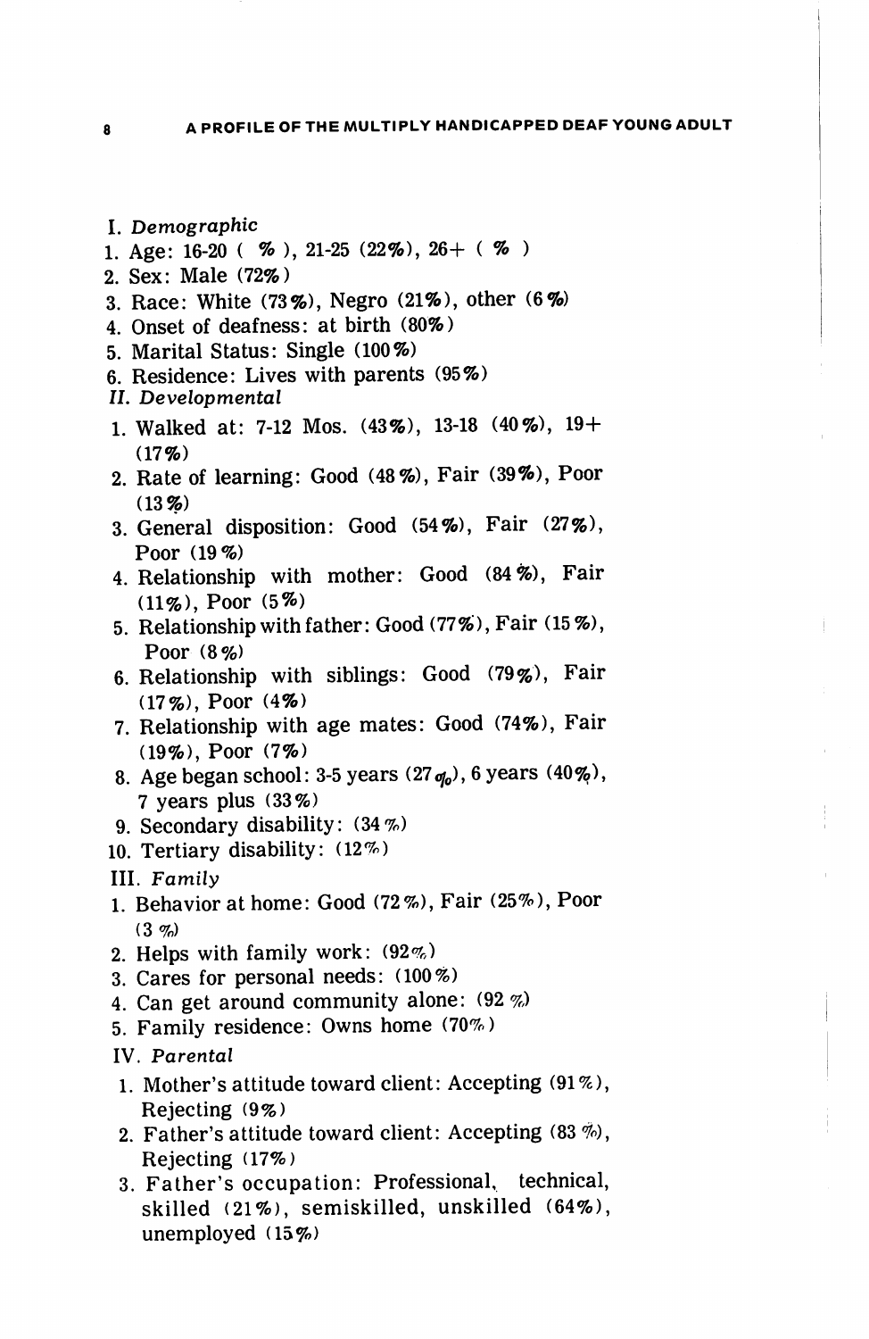I. *Demographic*

1. Age: 16-20 ( % ), 21-25 (22%), 26+ ( % )
2. Sex: Male (72%)
3. Race: White (73%), Negro (21%), other (6%)
4. Onset of deafness: at birth (80%)
5. Marital Status: Single (100%)
6. Residence: Lives with parents (95%)

II. *Developmental*

1. Walked at: 7-12 Mos. (43%), 13-18 (40%), 19+ (17%)
2. Rate of learning: Good (48%), Fair (39%), Poor (13%)
3. General disposition: Good (54%), Fair (27%), Poor (19%)
4. Relationship with mother: Good (84%), Fair (11%), Poor (5%)
5. Relationship with father: Good (77%), Fair (15%), Poor (8%)
6. Relationship with siblings: Good (79%), Fair (17%), Poor (4%)
7. Relationship with age mates: Good (74%), Fair (19%), Poor (7%)
8. Age began school: 3-5 years (27%), 6 years (40%), 7 years plus (33%)
9. Secondary disability: (34%)
10. Tertiary disability: (12%)

III. *Family*

1. Behavior at home: Good (72%), Fair (25%), Poor (3%)
2. Helps with family work: (92%)
3. Cares for personal needs: (100%)
4. Can get around community alone: (92%)
5. Family residence: Owns home (70%)

IV. *Parental*

1. Mother's attitude toward client: Accepting (91%), Rejecting (9%)
2. Father's attitude toward client: Accepting (83%), Rejecting (17%)
3. Father's occupation: Professional, technical, skilled (21%), semiskilled, unskilled (64%), unemployed (15%)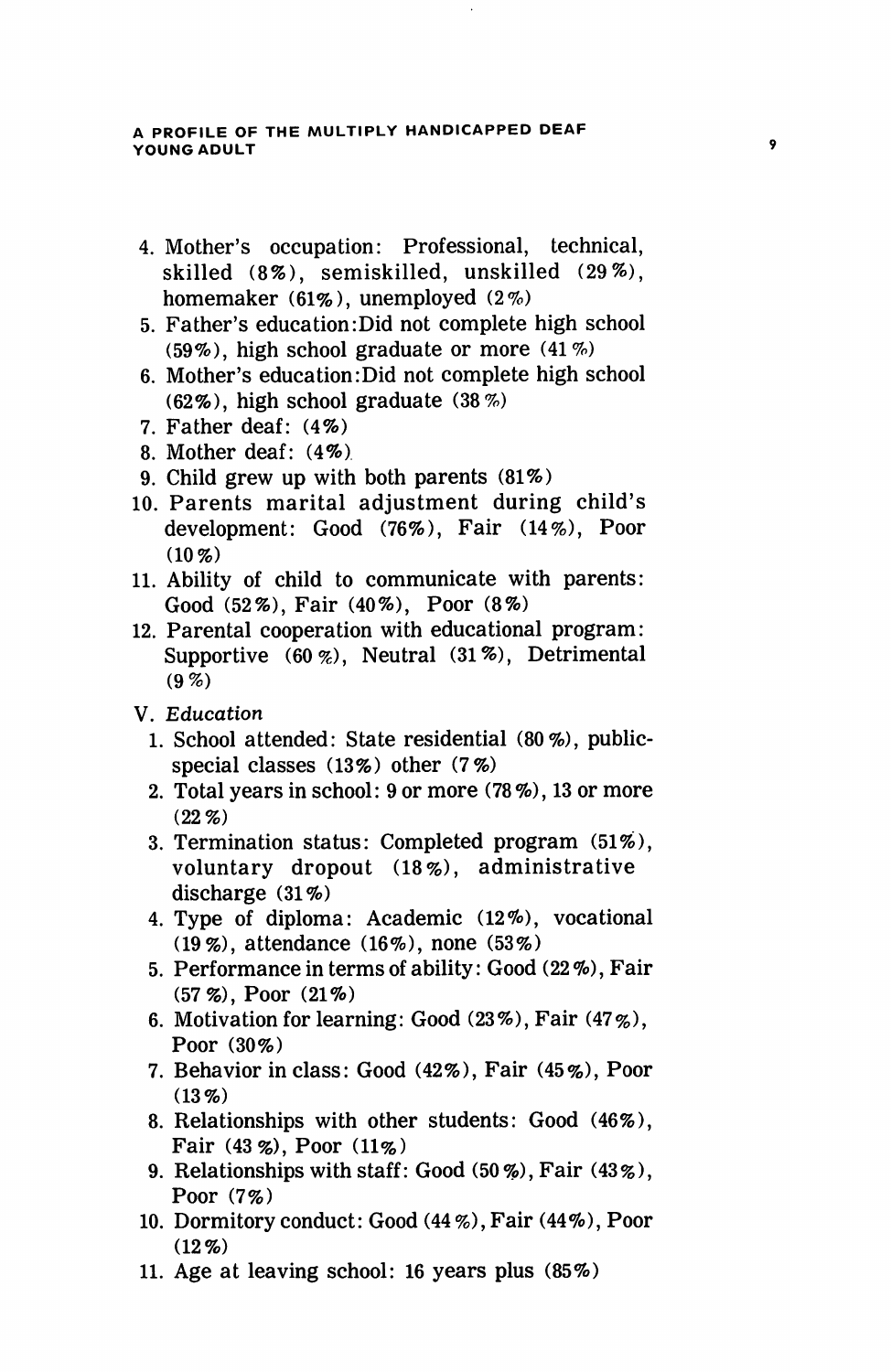4. Mother's occupation: Professional, technical, skilled (8%), semiskilled, unskilled (29%), homemaker (61%), unemployed (2%)
5. Father's education: Did not complete high school (59%), high school graduate or more (41%)
6. Mother's education: Did not complete high school (62%), high school graduate (38%)
7. Father deaf: (4%)
8. Mother deaf: (4%)
9. Child grew up with both parents (81%)
10. Parents marital adjustment during child's development: Good (76%), Fair (14%), Poor (10%)
11. Ability of child to communicate with parents: Good (52%), Fair (40%), Poor (8%)
12. Parental cooperation with educational program: Supportive (60%), Neutral (31%), Detrimental (9%)

V. *Education*

1. School attended: State residential (80%), public-special classes (13%) other (7%)
2. Total years in school: 9 or more (78%), 13 or more (22%)
3. Termination status: Completed program (51%), voluntary dropout (18%), administrative discharge (31%)
4. Type of diploma: Academic (12%), vocational (19%), attendance (16%), none (53%)
5. Performance in terms of ability: Good (22%), Fair (57%), Poor (21%)
6. Motivation for learning: Good (23%), Fair (47%), Poor (30%)
7. Behavior in class: Good (42%), Fair (45%), Poor (13%)
8. Relationships with other students: Good (46%), Fair (43%), Poor (11%)
9. Relationships with staff: Good (50%), Fair (43%), Poor (7%)
10. Dormitory conduct: Good (44%), Fair (44%), Poor (12%)
11. Age at leaving school: 16 years plus (85%)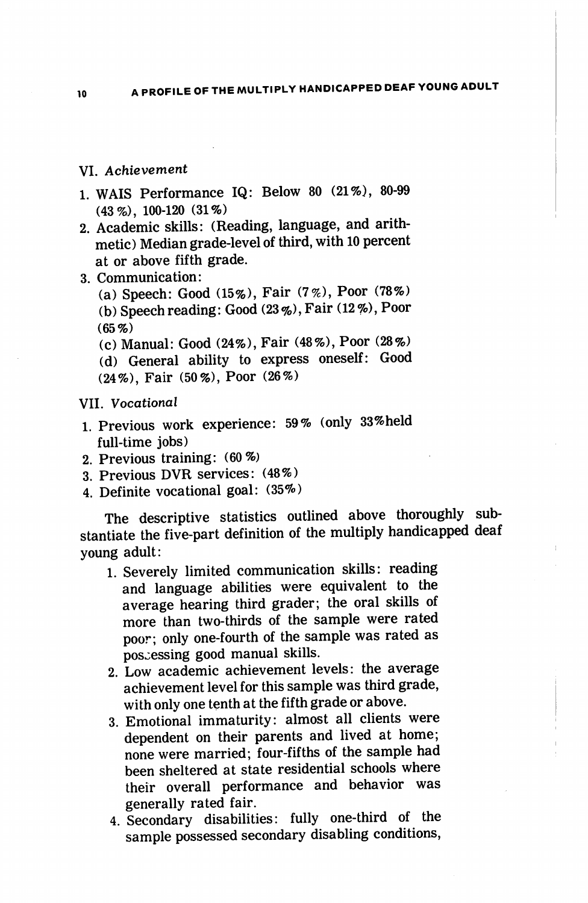VI. *Achievement*

1. WAIS Performance IQ: Below 80 (21%), 80-99 (43%), 100-120 (31%)
2. Academic skills: (Reading, language, and arithmetic) Median grade-level of third, with 10 percent at or above fifth grade.
3. Communication:
   (a) Speech: Good (15%), Fair (7%), Poor (78%)
   (b) Speech reading: Good (23%), Fair (12%), Poor (65%)
   (c) Manual: Good (24%), Fair (48%), Poor (28%)
   (d) General ability to express oneself: Good (24%), Fair (50%), Poor (26%)

VII. *Vocational*

1. Previous work experience: 59% (only 33% held full-time jobs)
2. Previous training: (60%)
3. Previous DVR services: (48%)
4. Definite vocational goal: (35%)

The descriptive statistics outlined above thoroughly substantiate the five-part definition of the multiply handicapped deaf young adult:

1. Severely limited communication skills: reading and language abilities were equivalent to the average hearing third grader; the oral skills of more than two-thirds of the sample were rated poor; only one-fourth of the sample was rated as possessing good manual skills.
2. Low academic achievement levels: the average achievement level for this sample was third grade, with only one tenth at the fifth grade or above.
3. Emotional immaturity: almost all clients were dependent on their parents and lived at home; none were married; four-fifths of the sample had been sheltered at state residential schools where their overall performance and behavior was generally rated fair.
4. Secondary disabilities: fully one-third of the sample possessed secondary disabling conditions,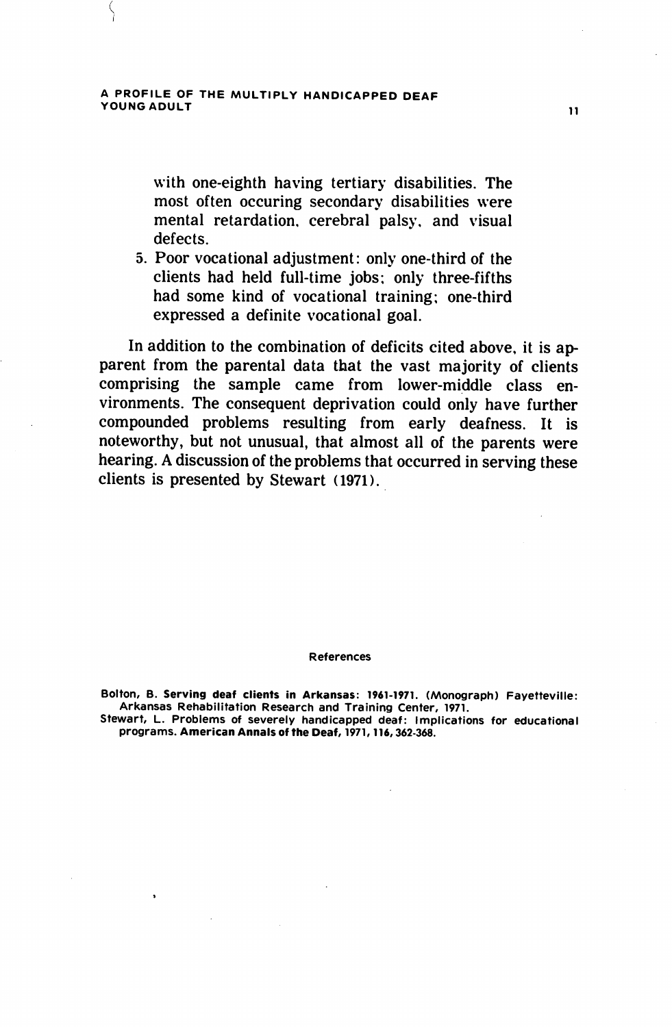with one-eighth having tertiary disabilities. The most often occuring secondary disabilities were mental retardation, cerebral palsy, and visual defects.

5. Poor vocational adjustment: only one-third of the clients had held full-time jobs; only three-fifths had some kind of vocational training; one-third expressed a definite vocational goal.

In addition to the combination of deficits cited above, it is apparent from the parental data that the vast majority of clients comprising the sample came from lower-middle class environments. The consequent deprivation could only have further compounded problems resulting from early deafness. It is noteworthy, but not unusual, that almost all of the parents were hearing. A discussion of the problems that occurred in serving these clients is presented by Stewart (1971).

## References

Bolton, B. **Serving deaf clients in Arkansas: 1961-1971.** (Monograph) Fayetteville: Arkansas Rehabilitation Research and Training Center, 1971.

Stewart, L. Problems of severely handicapped deaf: Implications for educational programs. **American Annals of the Deaf, 1971, 116, 362-368.**